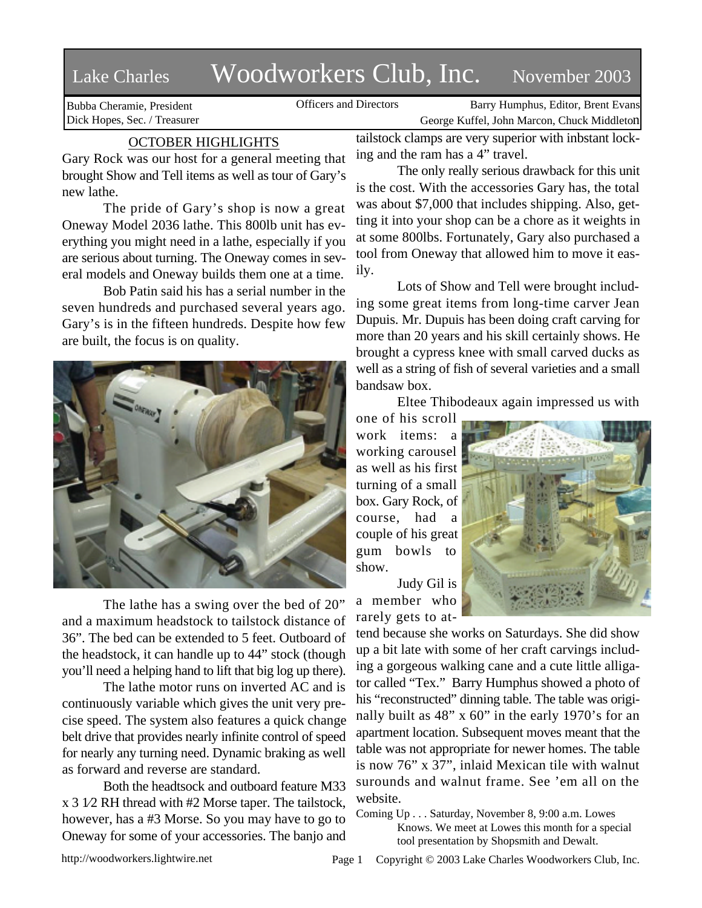# Lake Charles Woodworkers Club, Inc. November 2003

Bubba Cheramie, President
Dick Hopes, Sec. / Treasurer

Officers and Directors

Barry Humphus, Editor, Brent Evans
George Kuffel, John Marcon, Chuck Middleton

## OCTOBER HIGHLIGHTS

Gary Rock was our host for a general meeting that brought Show and Tell items as well as tour of Gary's new lathe.

The pride of Gary's shop is now a great Oneway Model 2036 lathe. This 800lb unit has everything you might need in a lathe, especially if you are serious about turning. The Oneway comes in several models and Oneway builds them one at a time.

Bob Patin said his has a serial number in the seven hundreds and purchased several years ago. Gary's is in the fifteen hundreds. Despite how few are built, the focus is on quality.

The lathe has a swing over the bed of 20" and a maximum headstock to tailstock distance of 36". The bed can be extended to 5 feet. Outboard of the headstock, it can handle up to 44" stock (though you'll need a helping hand to lift that big log up there).

The lathe motor runs on inverted AC and is continuously variable which gives the unit very precise speed. The system also features a quick change belt drive that provides nearly infinite control of speed for nearly any turning need. Dynamic braking as well as forward and reverse are standard.

Both the headtsock and outboard feature M33 x 3 1⁄2 RH thread with #2 Morse taper. The tailstock, however, has a #3 Morse. So you may have to go to Oneway for some of your accessories. The banjo and tailstock clamps are very superior with inbstant locking and the ram has a 4" travel.

The only really serious drawback for this unit is the cost. With the accessories Gary has, the total was about $7,000 that includes shipping. Also, getting it into your shop can be a chore as it weights in at some 800lbs. Fortunately, Gary also purchased a tool from Oneway that allowed him to move it easily.

Lots of Show and Tell were brought including some great items from long-time carver Jean Dupuis. Mr. Dupuis has been doing craft carving for more than 20 years and his skill certainly shows. He brought a cypress knee with small carved ducks as well as a string of fish of several varieties and a small bandsaw box.

Eltee Thibodeaux again impressed us with one of his scroll work items: a working carousel as well as his first turning of a small box. Gary Rock, of course, had a couple of his great gum bowls to show.

Judy Gil is a member who rarely gets to attend because she works on Saturdays. She did show up a bit late with some of her craft carvings including a gorgeous walking cane and a cute little alligator called "Tex." Barry Humphus showed a photo of his "reconstructed" dinning table. The table was originally built as 48" x 60" in the early 1970's for an apartment location. Subsequent moves meant that the table was not appropriate for newer homes. The table is now 76" x 37", inlaid Mexican tile with walnut surounds and walnut frame. See 'em all on the website.

Coming Up . . . Saturday, November 8, 9:00 a.m. Lowes Knows. We meet at Lowes this month for a special tool presentation by Shopsmith and Dewalt.

http://woodworkers.lightwire.net

Copyright © 2003 Lake Charles Woodworkers Club, Inc.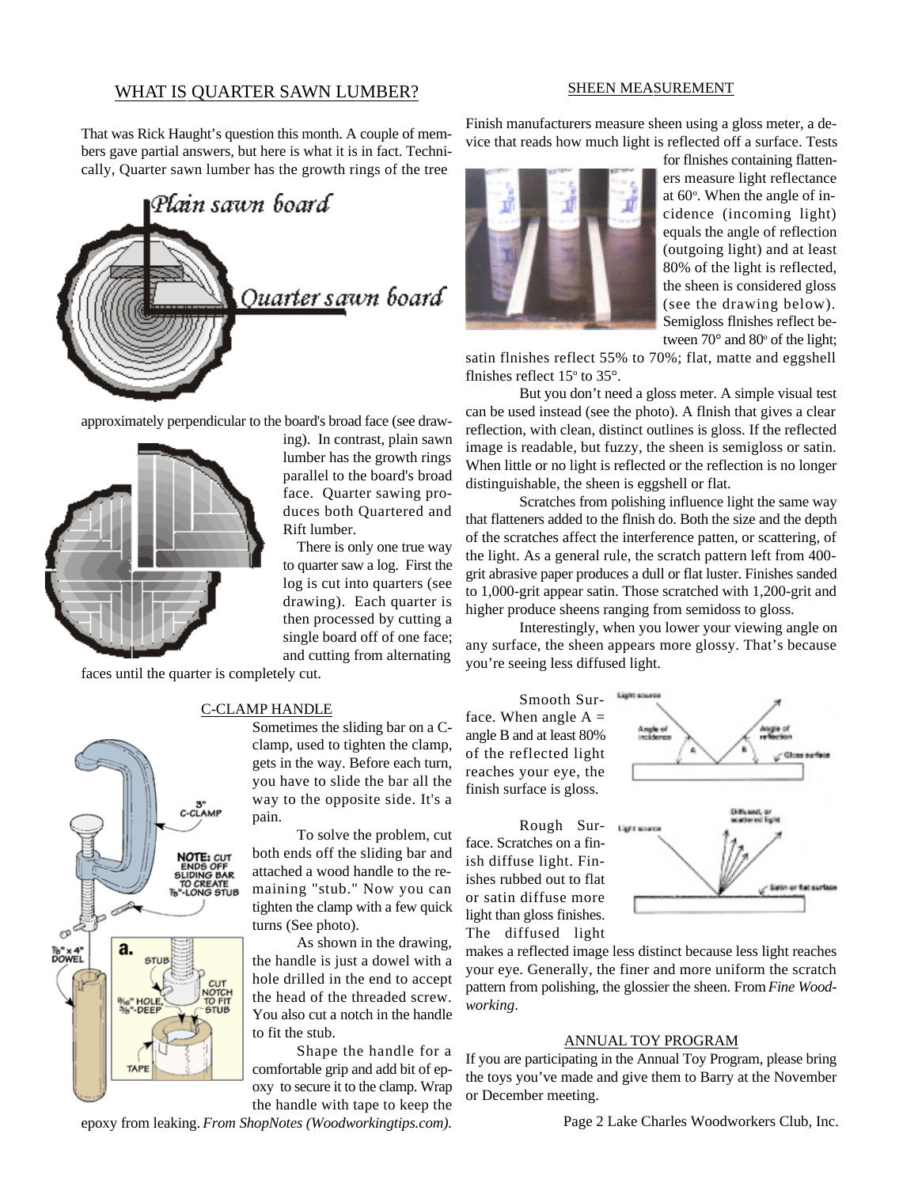## WHAT IS QUARTER SAWN LUMBER?

That was Rick Haught's question this month. A couple of members gave partial answers, but here is what it is in fact. Technically, Quarter sawn lumber has the growth rings of the tree approximately perpendicular to the board's broad face (see drawing). In contrast, plain sawn lumber has the growth rings parallel to the board's broad face. Quarter sawing produces both Quartered and Rift lumber.

There is only one true way to quarter saw a log. First the log is cut into quarters (see drawing). Each quarter is then processed by cutting a single board off of one face; and cutting from alternating faces until the quarter is completely cut.

## C-CLAMP HANDLE

Sometimes the sliding bar on a C-clamp, used to tighten the clamp, gets in the way. Before each turn, you have to slide the bar all the way to the opposite side. It's a pain.

To solve the problem, cut both ends off the sliding bar and attached a wood handle to the remaining "stub." Now you can tighten the clamp with a few quick turns (See photo).

As shown in the drawing, the handle is just a dowel with a hole drilled in the end to accept the head of the threaded screw. You also cut a notch in the handle to fit the stub.

Shape the handle for a comfortable grip and add bit of epoxy to secure it to the clamp. Wrap the handle with tape to keep the epoxy from leaking. *From ShopNotes (Woodworkingtips.com).*

## SHEEN MEASUREMENT

Finish manufacturers measure sheen using a gloss meter, a device that reads how much light is reflected off a surface. Tests for flnishes containing flatteners measure light reflectance at 60°. When the angle of incidence (incoming light) equals the angle of reflection (outgoing light) and at least 80% of the light is reflected, the sheen is considered gloss (see the drawing below). Semigloss flnishes reflect between 70° and 80° of the light; satin flnishes reflect 55% to 70%; flat, matte and eggshell flnishes reflect 15° to 35°.

But you don't need a gloss meter. A simple visual test can be used instead (see the photo). A flnish that gives a clear reflection, with clean, distinct outlines is gloss. If the reflected image is readable, but fuzzy, the sheen is semigloss or satin. When little or no light is reflected or the reflection is no longer distinguishable, the sheen is eggshell or flat.

Scratches from polishing influence light the same way that flatteners added to the flnish do. Both the size and the depth of the scratches affect the interference patten, or scattering, of the light. As a general rule, the scratch pattern left from 400-grit abrasive paper produces a dull or flat luster. Finishes sanded to 1,000-grit appear satin. Those scratched with 1,200-grit and higher produce sheens ranging from semidoss to gloss.

Interestingly, when you lower your viewing angle on any surface, the sheen appears more glossy. That's because you're seeing less diffused light.

Smooth Surface. When angle A = angle B and at least 80% of the reflected light reaches your eye, the finish surface is gloss.

Rough Surface. Scratches on a finish diffuse light. Finishes rubbed out to flat or satin diffuse more light than gloss finishes. The diffused light makes a reflected image less distinct because less light reaches your eye. Generally, the finer and more uniform the scratch pattern from polishing, the glossier the sheen. From *Fine Woodworking*.

## ANNUAL TOY PROGRAM

If you are participating in the Annual Toy Program, please bring the toys you've made and give them to Barry at the November or December meeting.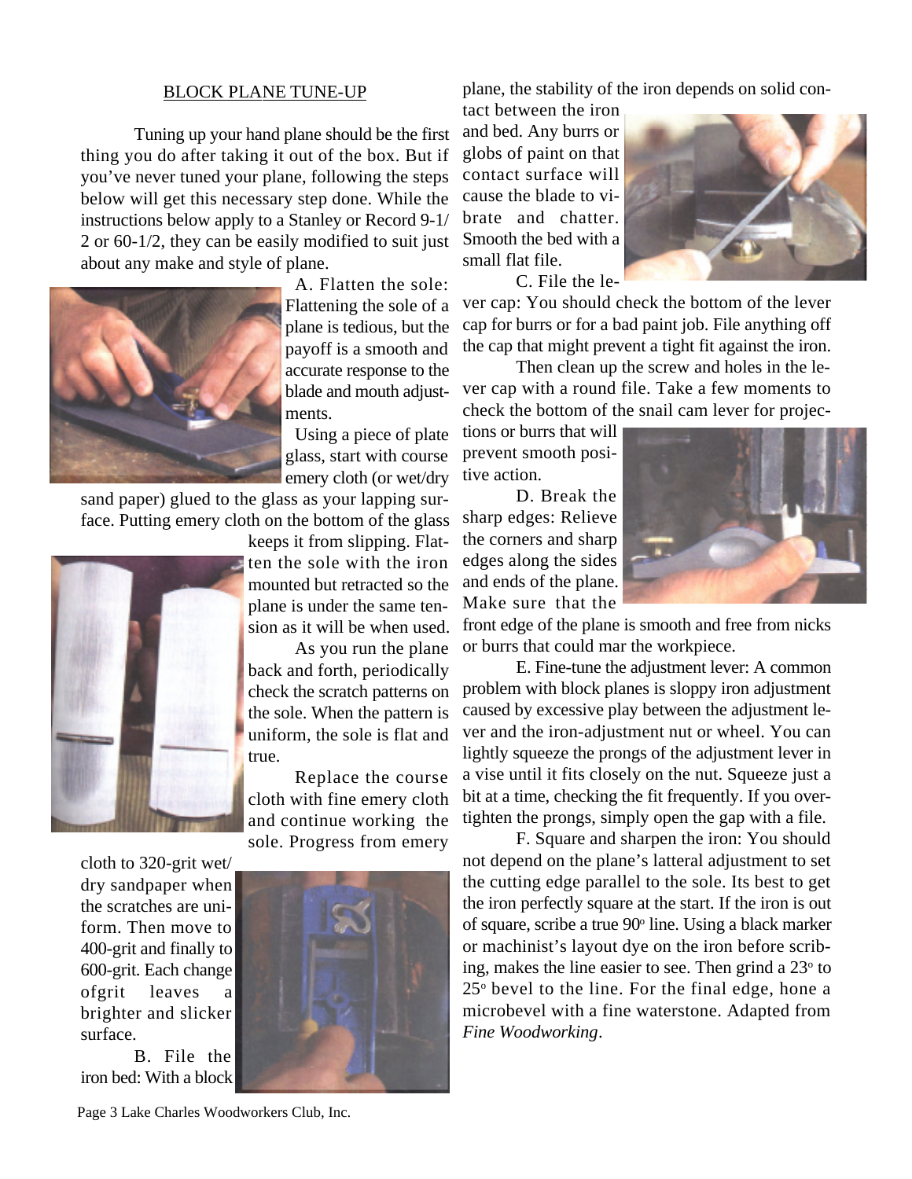## BLOCK PLANE TUNE-UP

Tuning up your hand plane should be the first thing you do after taking it out of the box. But if you've never tuned your plane, following the steps below will get this necessary step done. While the instructions below apply to a Stanley or Record 9-1/2 or 60-1/2, they can be easily modified to suit just about any make and style of plane.

A. Flatten the sole: Flattening the sole of a plane is tedious, but the payoff is a smooth and accurate response to the blade and mouth adjustments.

Using a piece of plate glass, start with course emery cloth (or wet/dry sand paper) glued to the glass as your lapping surface. Putting emery cloth on the bottom of the glass keeps it from slipping. Flatten the sole with the iron mounted but retracted so the plane is under the same tension as it will be when used.

As you run the plane back and forth, periodically check the scratch patterns on the sole. When the pattern is uniform, the sole is flat and true.

Replace the course cloth with fine emery cloth and continue working the sole. Progress from emery cloth to 320-grit wet/dry sandpaper when the scratches are uniform. Then move to 400-grit and finally to 600-grit. Each change ofgrit leaves a brighter and slicker surface.

B. File the iron bed: With a block plane, the stability of the iron depends on solid contact between the iron and bed. Any burrs or globs of paint on that contact surface will cause the blade to vibrate and chatter. Smooth the bed with a small flat file.

C. File the lever cap: You should check the bottom of the lever cap for burrs or for a bad paint job. File anything off the cap that might prevent a tight fit against the iron.

Then clean up the screw and holes in the lever cap with a round file. Take a few moments to check the bottom of the snail cam lever for projections or burrs that will prevent smooth positive action.

D. Break the sharp edges: Relieve the corners and sharp edges along the sides and ends of the plane. Make sure that the front edge of the plane is smooth and free from nicks or burrs that could mar the workpiece.

E. Fine-tune the adjustment lever: A common problem with block planes is sloppy iron adjustment caused by excessive play between the adjustment lever and the iron-adjustment nut or wheel. You can lightly squeeze the prongs of the adjustment lever in a vise until it fits closely on the nut. Squeeze just a bit at a time, checking the fit frequently. If you overtighten the prongs, simply open the gap with a file.

F. Square and sharpen the iron: You should not depend on the plane's latteral adjustment to set the cutting edge parallel to the sole. Its best to get the iron perfectly square at the start. If the iron is out of square, scribe a true 90° line. Using a black marker or machinist's layout dye on the iron before scribing, makes the line easier to see. Then grind a 23° to 25° bevel to the line. For the final edge, hone a microbevel with a fine waterstone. Adapted from *Fine Woodworking*.